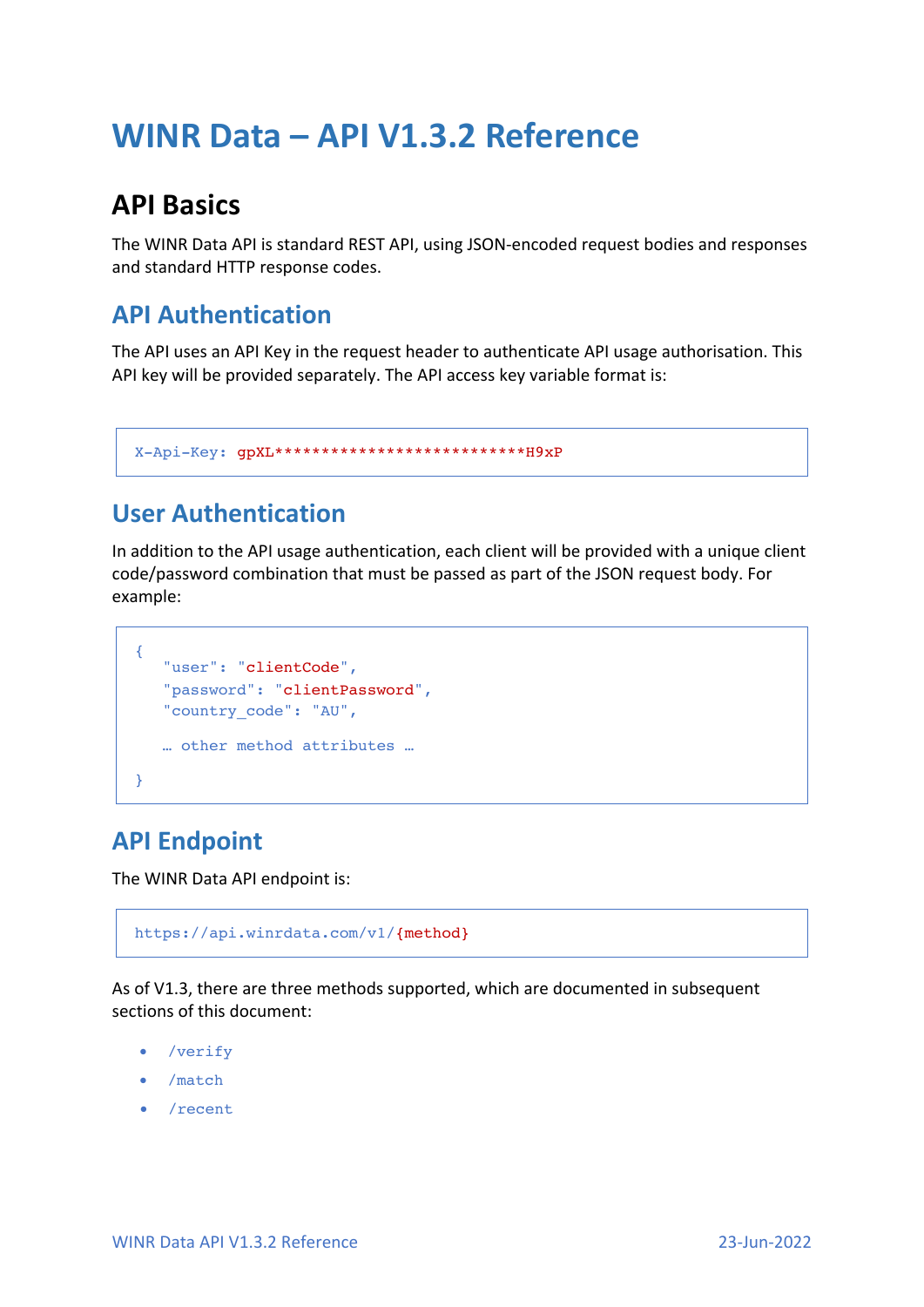# WINR Data – API V1.3.2 Reference

## API Basics

The WINR Data API is standard REST API, using JSON-encoded request bodies and responses and standard HTTP response codes.

### API Authentication

The API uses an API Key in the request header to authenticate API usage authorisation. This API key will be provided separately. The API access key variable format is:

```
X-Api-Key: gpXL***************************H9xP
```

### User Authentication

In addition to the API usage authentication, each client will be provided with a unique client code/password combination that must be passed as part of the JSON request body. For example:

```
{
   "user": "clientCode",
   "password": "clientPassword",
   "country_code": "AU",

   … other method attributes …

}
```

### API Endpoint

The WINR Data API endpoint is:

```
https://api.winrdata.com/v1/{method}
```

As of V1.3, there are three methods supported, which are documented in subsequent sections of this document:

- /verify
- /match
- /recent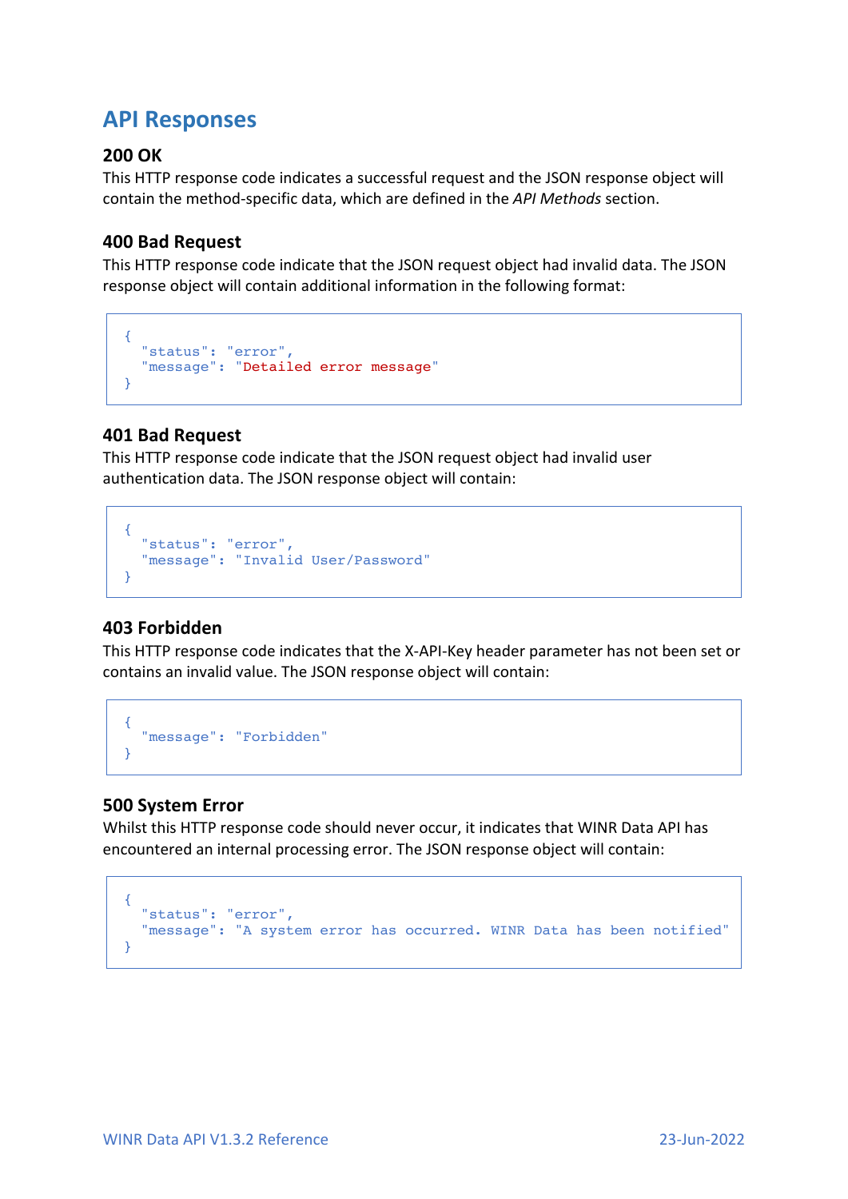## API Responses

### 200 OK

This HTTP response code indicates a successful request and the JSON response object will contain the method-specific data, which are defined in the *API Methods* section.

### 400 Bad Request

This HTTP response code indicate that the JSON request object had invalid data. The JSON response object will contain additional information in the following format:

```
{
  "status": "error",
  "message": "Detailed error message"
}
```

### 401 Bad Request

This HTTP response code indicate that the JSON request object had invalid user authentication data. The JSON response object will contain:

```
{
  "status": "error",
  "message": "Invalid User/Password"
}
```

### 403 Forbidden

This HTTP response code indicates that the X-API-Key header parameter has not been set or contains an invalid value. The JSON response object will contain:

```
{
  "message": "Forbidden"
}
```

### 500 System Error

Whilst this HTTP response code should never occur, it indicates that WINR Data API has encountered an internal processing error. The JSON response object will contain:

```
{
  "status": "error",
  "message": "A system error has occurred. WINR Data has been notified"
}
```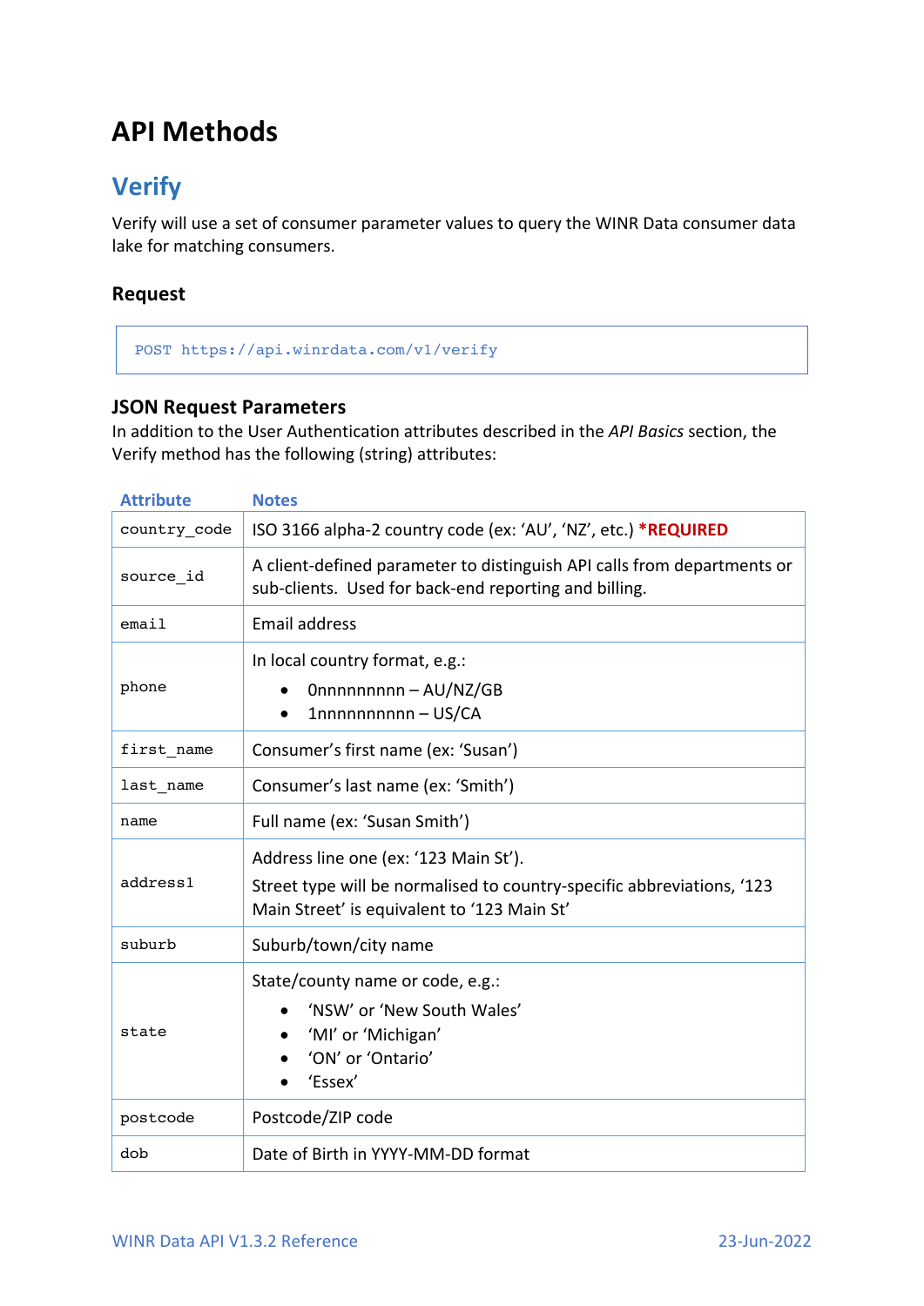# API Methods

## Verify

Verify will use a set of consumer parameter values to query the WINR Data consumer data lake for matching consumers.

### Request

```
POST https://api.winrdata.com/v1/verify
```

### JSON Request Parameters

In addition to the User Authentication attributes described in the *API Basics* section, the Verify method has the following (string) attributes:

| Attribute | Notes |
|---|---|
| `country_code` | ISO 3166 alpha-2 country code (ex: 'AU', 'NZ', etc.) ***REQUIRED** |
| `source_id` | A client-defined parameter to distinguish API calls from departments or sub-clients. Used for back-end reporting and billing. |
| `email` | Email address |
| `phone` | In local country format, e.g.:<br>• 0nnnnnnnnn – AU/NZ/GB<br>• 1nnnnnnnnnn – US/CA |
| `first_name` | Consumer's first name (ex: 'Susan') |
| `last_name` | Consumer's last name (ex: 'Smith') |
| `name` | Full name (ex: 'Susan Smith') |
| `address1` | Address line one (ex: '123 Main St').<br>Street type will be normalised to country-specific abbreviations, '123 Main Street' is equivalent to '123 Main St' |
| `suburb` | Suburb/town/city name |
| `state` | State/county name or code, e.g.:<br>• 'NSW' or 'New South Wales'<br>• 'MI' or 'Michigan'<br>• 'ON' or 'Ontario'<br>• 'Essex' |
| `postcode` | Postcode/ZIP code |
| `dob` | Date of Birth in YYYY-MM-DD format |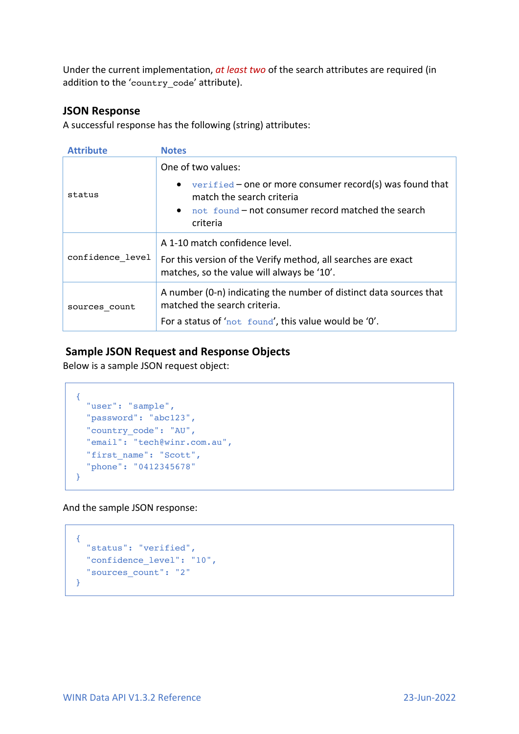Under the current implementation, *at least two* of the search attributes are required (in addition to the '`country_code`' attribute).

### JSON Response

A successful response has the following (string) attributes:

| Attribute | Notes |
|---|---|
| `status` | One of two values:<br>• `verified` – one or more consumer record(s) was found that match the search criteria<br>• `not found` – not consumer record matched the search criteria |
| `confidence_level` | A 1-10 match confidence level.<br>For this version of the Verify method, all searches are exact matches, so the value will always be '10'. |
| `sources_count` | A number (0-n) indicating the number of distinct data sources that matched the search criteria.<br>For a status of '`not found`', this value would be '0'. |

### Sample JSON Request and Response Objects

Below is a sample JSON request object:

```
{
  "user": "sample",
  "password": "abc123",
  "country_code": "AU",
  "email": "tech@winr.com.au",
  "first_name": "Scott",
  "phone": "0412345678"
}
```

And the sample JSON response:

```
{
  "status": "verified",
  "confidence_level": "10",
  "sources_count": "2"
}
```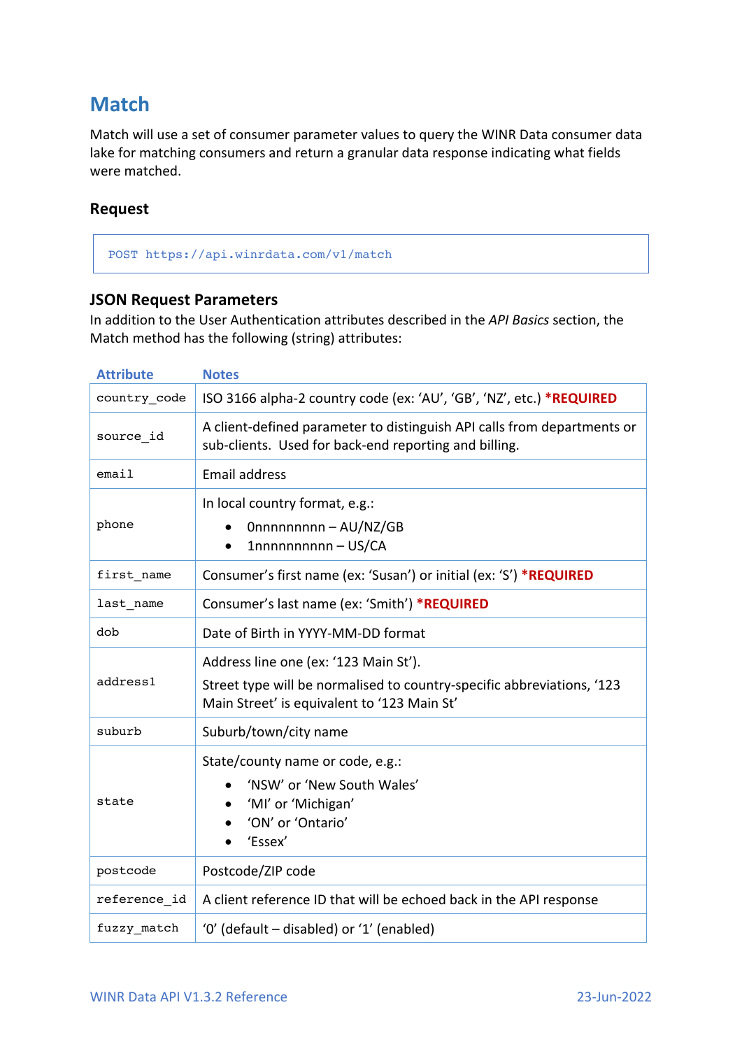## Match

Match will use a set of consumer parameter values to query the WINR Data consumer data lake for matching consumers and return a granular data response indicating what fields were matched.

### Request

```
POST https://api.winrdata.com/v1/match
```

### JSON Request Parameters

In addition to the User Authentication attributes described in the *API Basics* section, the Match method has the following (string) attributes:

| Attribute | Notes |
|---|---|
| `country_code` | ISO 3166 alpha-2 country code (ex: 'AU', 'GB', 'NZ', etc.) **\*REQUIRED** |
| `source_id` | A client-defined parameter to distinguish API calls from departments or sub-clients. Used for back-end reporting and billing. |
| `email` | Email address |
| `phone` | In local country format, e.g.:<br>• 0nnnnnnnnn – AU/NZ/GB<br>• 1nnnnnnnnnn – US/CA |
| `first_name` | Consumer's first name (ex: 'Susan') or initial (ex: 'S') **\*REQUIRED** |
| `last_name` | Consumer's last name (ex: 'Smith') **\*REQUIRED** |
| `dob` | Date of Birth in YYYY-MM-DD format |
| `address1` | Address line one (ex: '123 Main St').<br>Street type will be normalised to country-specific abbreviations, '123 Main Street' is equivalent to '123 Main St' |
| `suburb` | Suburb/town/city name |
| `state` | State/county name or code, e.g.:<br>• 'NSW' or 'New South Wales'<br>• 'MI' or 'Michigan'<br>• 'ON' or 'Ontario'<br>• 'Essex' |
| `postcode` | Postcode/ZIP code |
| `reference_id` | A client reference ID that will be echoed back in the API response |
| `fuzzy_match` | '0' (default – disabled) or '1' (enabled) |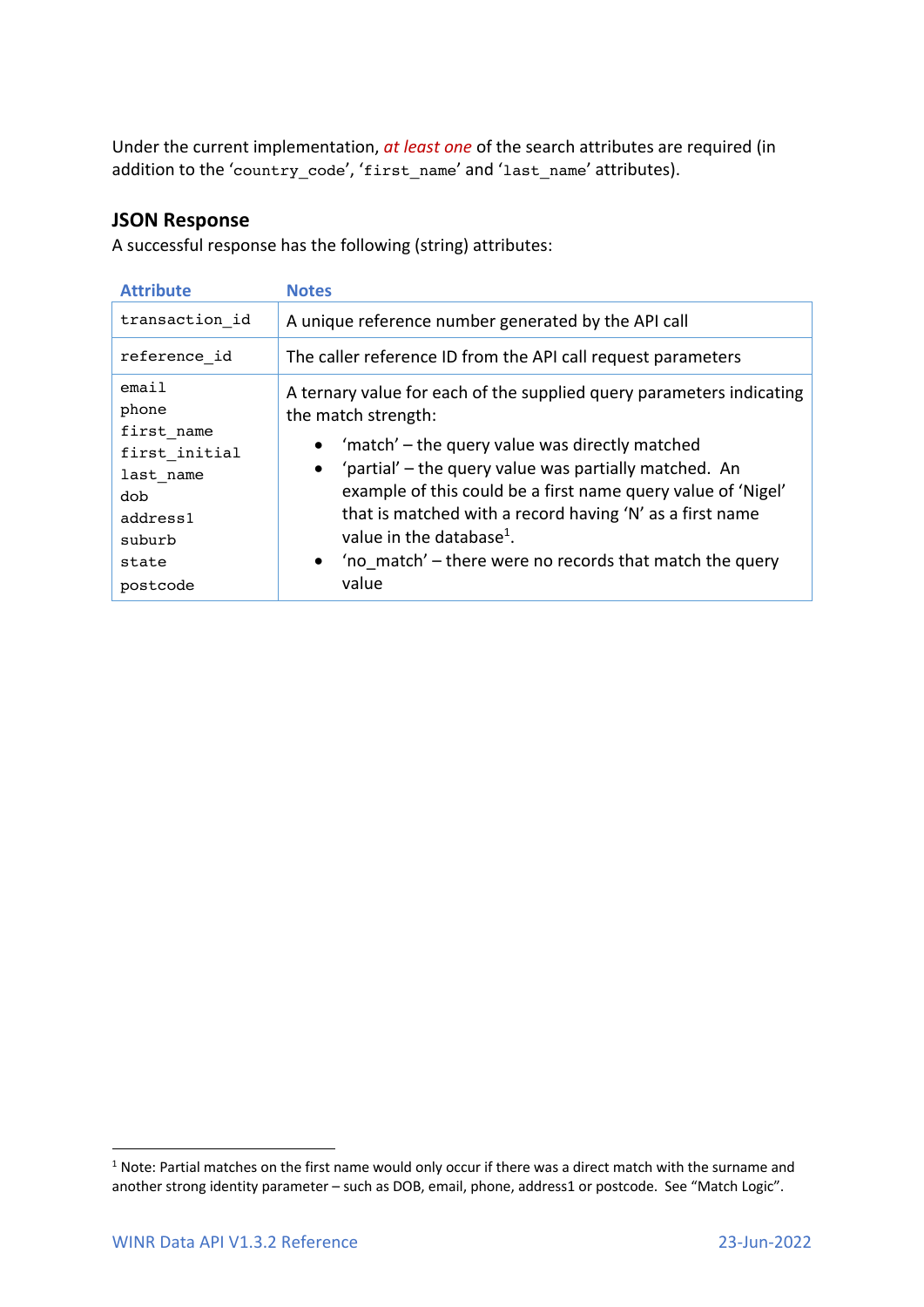Under the current implementation, *at least one* of the search attributes are required (in addition to the ‘`country_code`’, ‘`first_name`’ and ‘`last_name`’ attributes).

## JSON Response

A successful response has the following (string) attributes:

| Attribute | Notes |
|---|---|
| `transaction_id` | A unique reference number generated by the API call |
| `reference_id` | The caller reference ID from the API call request parameters |
| `email`<br>`phone`<br>`first_name`<br>`first_initial`<br>`last_name`<br>`dob`<br>`address1`<br>`suburb`<br>`state`<br>`postcode` | A ternary value for each of the supplied query parameters indicating the match strength:<br>• ‘match’ – the query value was directly matched<br>• ‘partial’ – the query value was partially matched. An example of this could be a first name query value of ‘Nigel’ that is matched with a record having ‘N’ as a first name value in the database[1].<br>• ‘no_match’ – there were no records that match the query value |

---

[1] Note: Partial matches on the first name would only occur if there was a direct match with the surname and another strong identity parameter – such as DOB, email, phone, address1 or postcode. See “Match Logic”.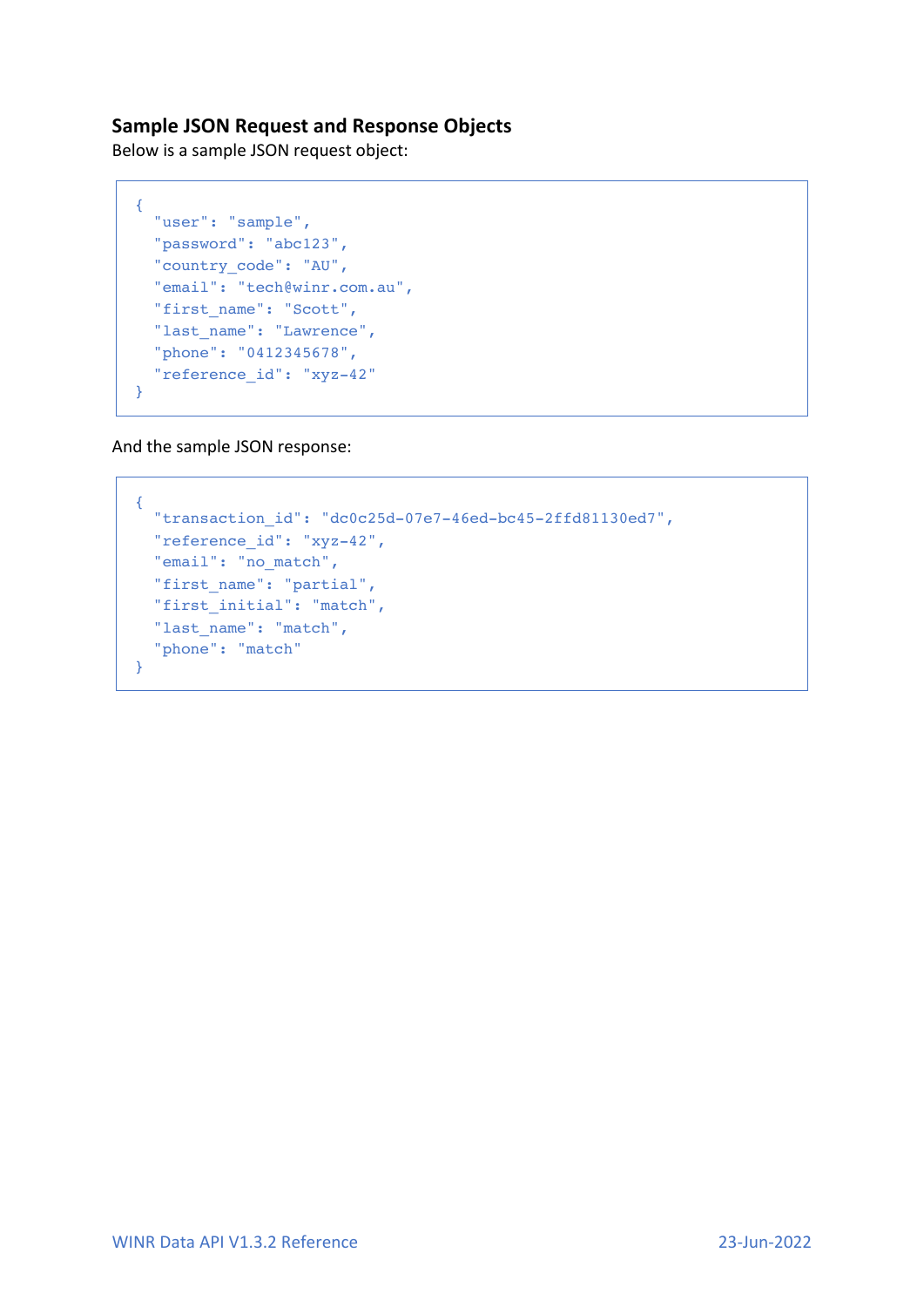## Sample JSON Request and Response Objects

Below is a sample JSON request object:

```
{
  "user": "sample",
  "password": "abc123",
  "country_code": "AU",
  "email": "tech@winr.com.au",
  "first_name": "Scott",
  "last_name": "Lawrence",
  "phone": "0412345678",
  "reference_id": "xyz-42"
}
```

And the sample JSON response:

```
{
  "transaction_id": "dc0c25d-07e7-46ed-bc45-2ffd81130ed7",
  "reference_id": "xyz-42",
  "email": "no_match",
  "first_name": "partial",
  "first_initial": "match",
  "last_name": "match",
  "phone": "match"
}
```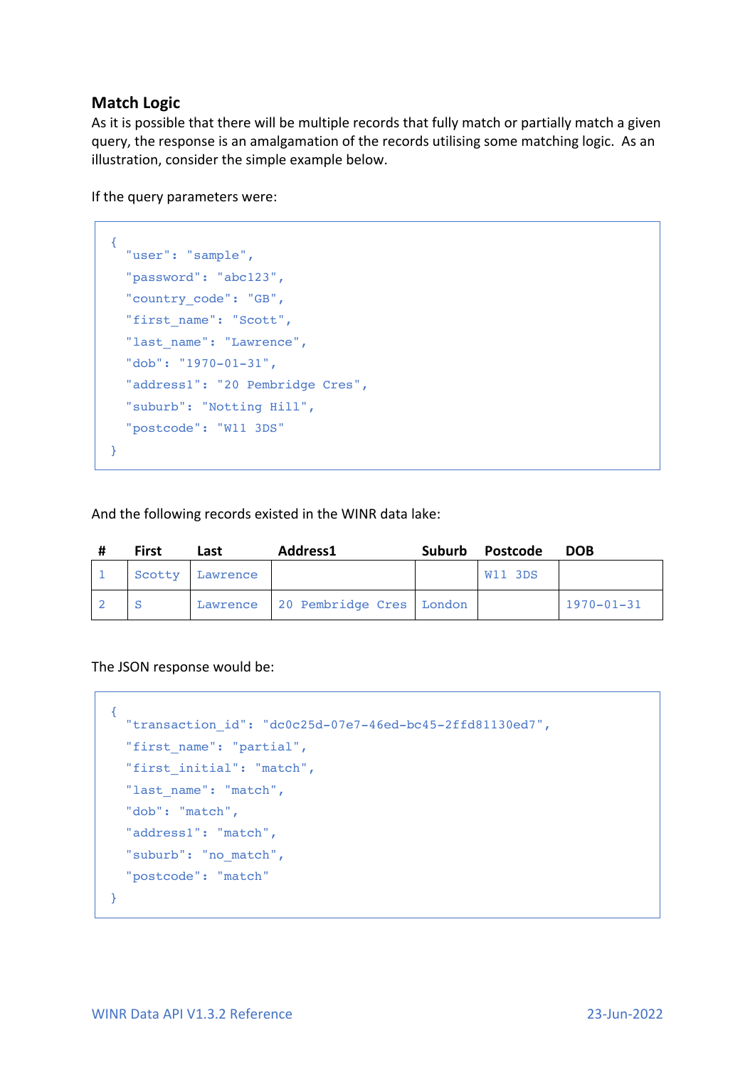## Match Logic

As it is possible that there will be multiple records that fully match or partially match a given query, the response is an amalgamation of the records utilising some matching logic. As an illustration, consider the simple example below.

If the query parameters were:

```
{
  "user": "sample",
  "password": "abc123",
  "country_code": "GB",
  "first_name": "Scott",
  "last_name": "Lawrence",
  "dob": "1970-01-31",
  "address1": "20 Pembridge Cres",
  "suburb": "Notting Hill",
  "postcode": "W11 3DS"
}
```

And the following records existed in the WINR data lake:

| # | First | Last | Address1 | Suburb | Postcode | DOB |
|---|---|---|---|---|---|---|
| 1 | Scotty | Lawrence | | | W11 3DS | |
| 2 | S | Lawrence | 20 Pembridge Cres | London | | 1970-01-31 |

The JSON response would be:

```
{
  "transaction_id": "dc0c25d-07e7-46ed-bc45-2ffd81130ed7",
  "first_name": "partial",
  "first_initial": "match",
  "last_name": "match",
  "dob": "match",
  "address1": "match",
  "suburb": "no_match",
  "postcode": "match"
}
```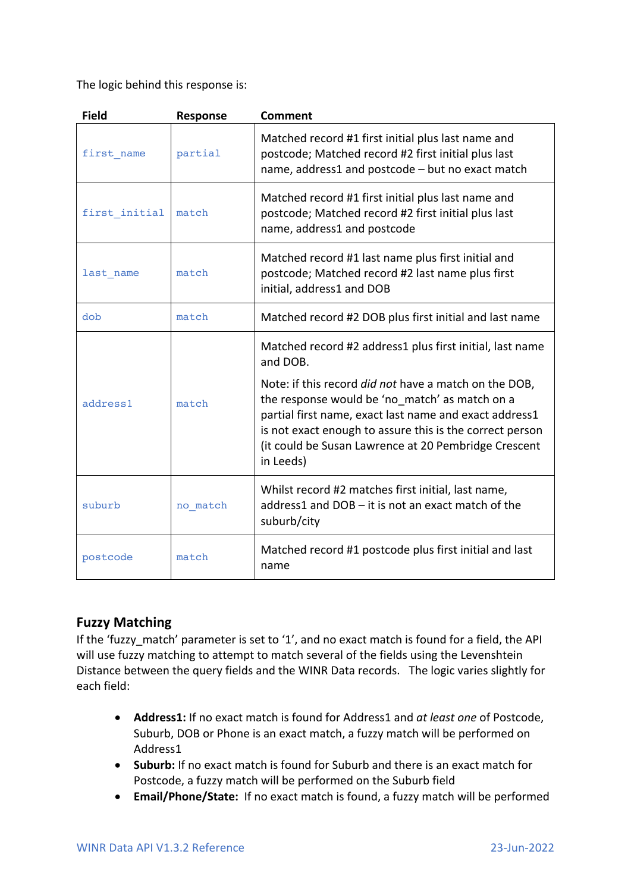The logic behind this response is:

| Field | Response | Comment |
|---|---|---|
| `first_name` | `partial` | Matched record #1 first initial plus last name and postcode; Matched record #2 first initial plus last name, address1 and postcode – but no exact match |
| `first_initial` | `match` | Matched record #1 first initial plus last name and postcode; Matched record #2 first initial plus last name, address1 and postcode |
| `last_name` | `match` | Matched record #1 last name plus first initial and postcode; Matched record #2 last name plus first initial, address1 and DOB |
| `dob` | `match` | Matched record #2 DOB plus first initial and last name |
| `address1` | `match` | Matched record #2 address1 plus first initial, last name and DOB.<br><br>Note: if this record *did not* have a match on the DOB, the response would be 'no_match' as match on a partial first name, exact last name and exact address1 is not exact enough to assure this is the correct person (it could be Susan Lawrence at 20 Pembridge Crescent in Leeds) |
| `suburb` | `no_match` | Whilst record #2 matches first initial, last name, address1 and DOB – it is not an exact match of the suburb/city |
| `postcode` | `match` | Matched record #1 postcode plus first initial and last name |

## Fuzzy Matching

If the 'fuzzy_match' parameter is set to '1', and no exact match is found for a field, the API will use fuzzy matching to attempt to match several of the fields using the Levenshtein Distance between the query fields and the WINR Data records. The logic varies slightly for each field:

- **Address1:** If no exact match is found for Address1 and *at least one* of Postcode, Suburb, DOB or Phone is an exact match, a fuzzy match will be performed on Address1
- **Suburb:** If no exact match is found for Suburb and there is an exact match for Postcode, a fuzzy match will be performed on the Suburb field
- **Email/Phone/State:** If no exact match is found, a fuzzy match will be performed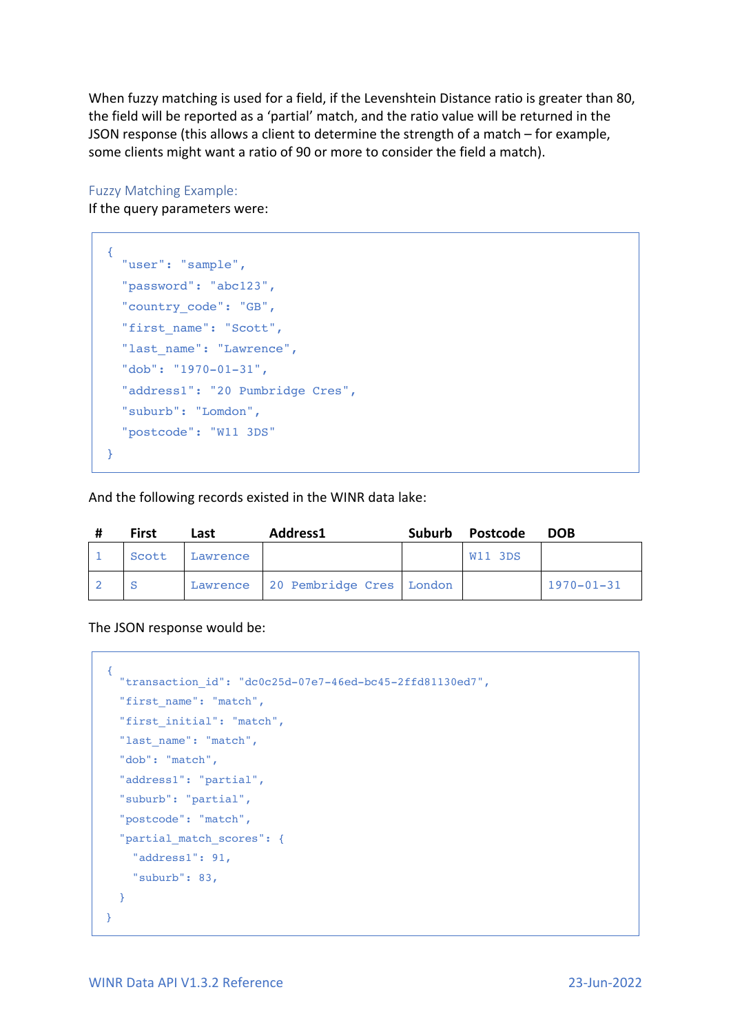When fuzzy matching is used for a field, if the Levenshtein Distance ratio is greater than 80, the field will be reported as a 'partial' match, and the ratio value will be returned in the JSON response (this allows a client to determine the strength of a match – for example, some clients might want a ratio of 90 or more to consider the field a match).

### Fuzzy Matching Example:

If the query parameters were:

```
{
  "user": "sample",
  "password": "abc123",
  "country_code": "GB",
  "first_name": "Scott",
  "last_name": "Lawrence",
  "dob": "1970-01-31",
  "address1": "20 Pumbridge Cres",
  "suburb": "Lomdon",
  "postcode": "W11 3DS"
}
```

And the following records existed in the WINR data lake:

| # | First | Last | Address1 | Suburb | Postcode | DOB |
|---|---|---|---|---|---|---|
| 1 | Scott | Lawrence | | | W11 3DS | |
| 2 | S | Lawrence | 20 Pembridge Cres | London | | 1970-01-31 |

The JSON response would be:

```
{
  "transaction_id": "dc0c25d-07e7-46ed-bc45-2ffd81130ed7",
  "first_name": "match",
  "first_initial": "match",
  "last_name": "match",
  "dob": "match",
  "address1": "partial",
  "suburb": "partial",
  "postcode": "match",
  "partial_match_scores": {
    "address1": 91,
    "suburb": 83,
  }
}
```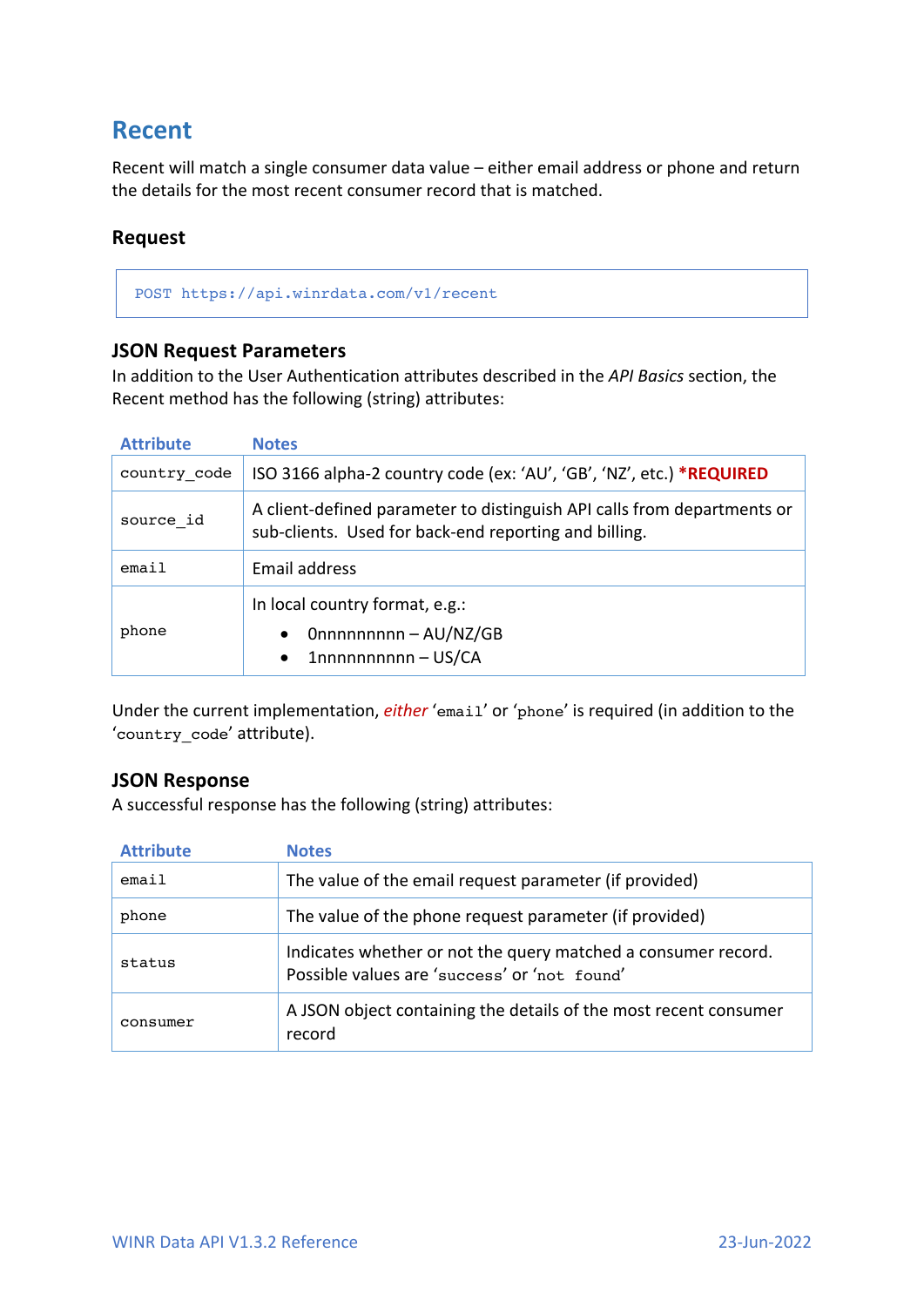## Recent

Recent will match a single consumer data value – either email address or phone and return the details for the most recent consumer record that is matched.

### Request

```
POST https://api.winrdata.com/v1/recent
```

### JSON Request Parameters

In addition to the User Authentication attributes described in the *API Basics* section, the Recent method has the following (string) attributes:

| Attribute | Notes |
|---|---|
| `country_code` | ISO 3166 alpha-2 country code (ex: 'AU', 'GB', 'NZ', etc.) **\*REQUIRED** |
| `source_id` | A client-defined parameter to distinguish API calls from departments or sub-clients. Used for back-end reporting and billing. |
| `email` | Email address |
| `phone` | In local country format, e.g.:<br>• 0nnnnnnnnn – AU/NZ/GB<br>• 1nnnnnnnnnn – US/CA |

Under the current implementation, *either* '`email`' or '`phone`' is required (in addition to the '`country_code`' attribute).

### JSON Response

A successful response has the following (string) attributes:

| Attribute | Notes |
|---|---|
| `email` | The value of the email request parameter (if provided) |
| `phone` | The value of the phone request parameter (if provided) |
| `status` | Indicates whether or not the query matched a consumer record. Possible values are '`success`' or '`not found`' |
| `consumer` | A JSON object containing the details of the most recent consumer record |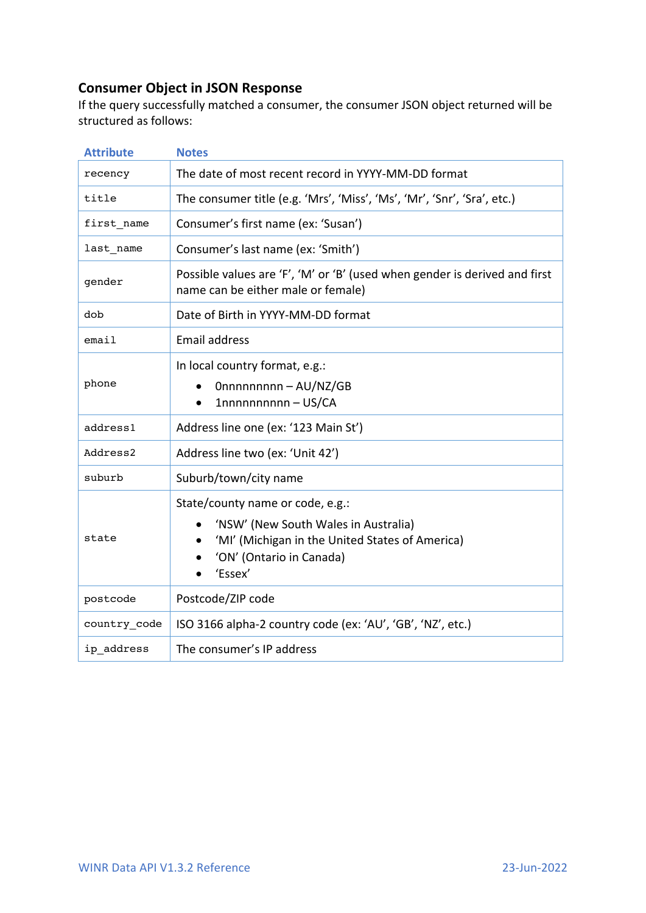## Consumer Object in JSON Response

If the query successfully matched a consumer, the consumer JSON object returned will be structured as follows:

| Attribute | Notes |
|---|---|
| `recency` | The date of most recent record in YYYY-MM-DD format |
| `title` | The consumer title (e.g. 'Mrs', 'Miss', 'Ms', 'Mr', 'Snr', 'Sra', etc.) |
| `first_name` | Consumer's first name (ex: 'Susan') |
| `last_name` | Consumer's last name (ex: 'Smith') |
| `gender` | Possible values are 'F', 'M' or 'B' (used when gender is derived and first name can be either male or female) |
| `dob` | Date of Birth in YYYY-MM-DD format |
| `email` | Email address |
| `phone` | In local country format, e.g.:<br>• 0nnnnnnnnn – AU/NZ/GB<br>• 1nnnnnnnnnn – US/CA |
| `address1` | Address line one (ex: '123 Main St') |
| `Address2` | Address line two (ex: 'Unit 42') |
| `suburb` | Suburb/town/city name |
| `state` | State/county name or code, e.g.:<br>• 'NSW' (New South Wales in Australia)<br>• 'MI' (Michigan in the United States of America)<br>• 'ON' (Ontario in Canada)<br>• 'Essex' |
| `postcode` | Postcode/ZIP code |
| `country_code` | ISO 3166 alpha-2 country code (ex: 'AU', 'GB', 'NZ', etc.) |
| `ip_address` | The consumer's IP address |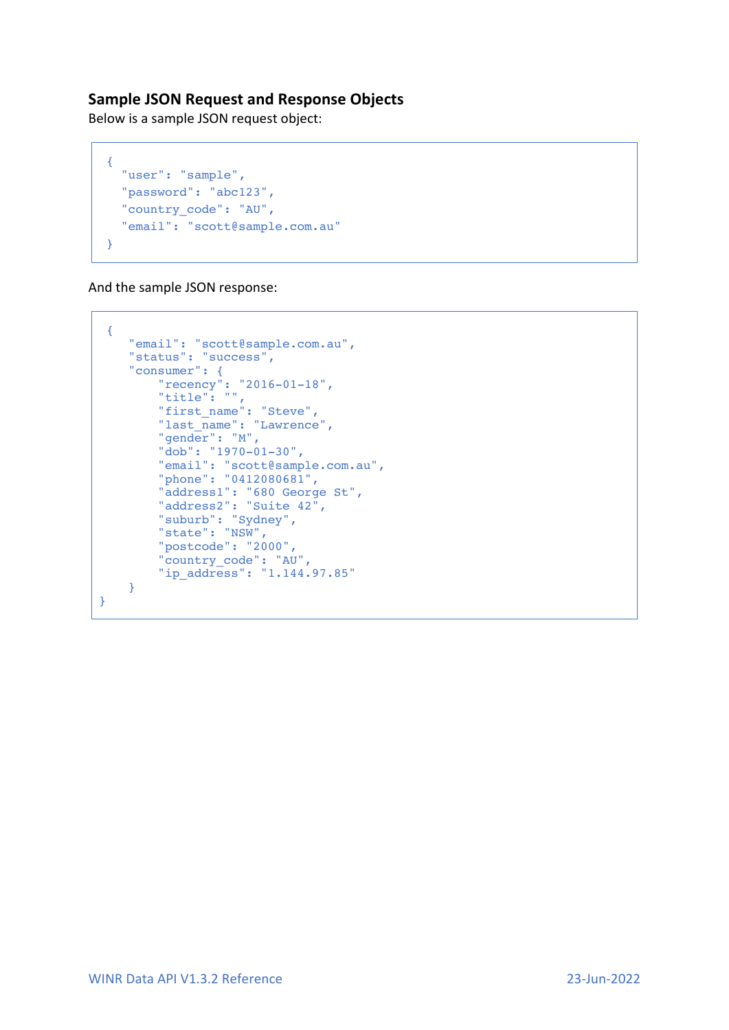## Sample JSON Request and Response Objects

Below is a sample JSON request object:

```
{
  "user": "sample",
  "password": "abc123",
  "country_code": "AU",
  "email": "scott@sample.com.au"
}
```

And the sample JSON response:

```
{
   "email": "scott@sample.com.au",
   "status": "success",
   "consumer": {
       "recency": "2016-01-18",
       "title": "",
       "first_name": "Steve",
       "last_name": "Lawrence",
       "gender": "M",
       "dob": "1970-01-30",
       "email": "scott@sample.com.au",
       "phone": "0412080681",
       "address1": "680 George St",
       "address2": "Suite 42",
       "suburb": "Sydney",
       "state": "NSW",
       "postcode": "2000",
       "country_code": "AU",
       "ip_address": "1.144.97.85"
   }
}
```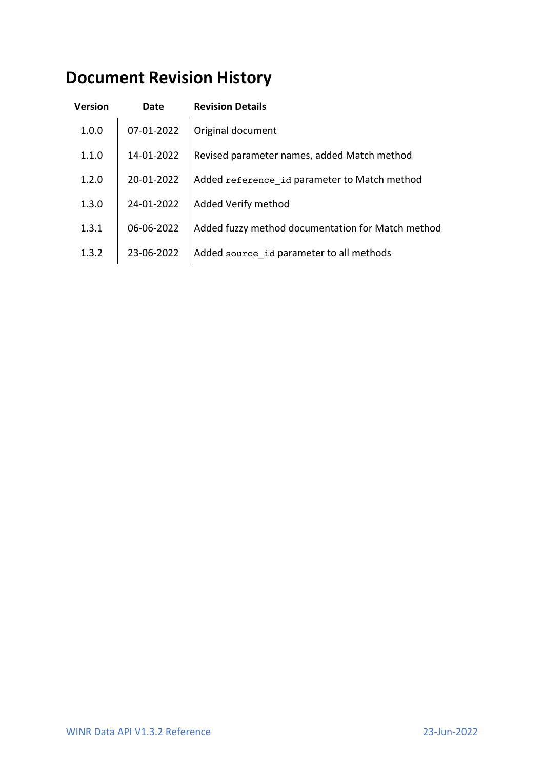# Document Revision History

| Version | Date | Revision Details |
|---|---|---|
| 1.0.0 | 07-01-2022 | Original document |
| 1.1.0 | 14-01-2022 | Revised parameter names, added Match method |
| 1.2.0 | 20-01-2022 | Added `reference_id` parameter to Match method |
| 1.3.0 | 24-01-2022 | Added Verify method |
| 1.3.1 | 06-06-2022 | Added fuzzy method documentation for Match method |
| 1.3.2 | 23-06-2022 | Added `source_id` parameter to all methods |